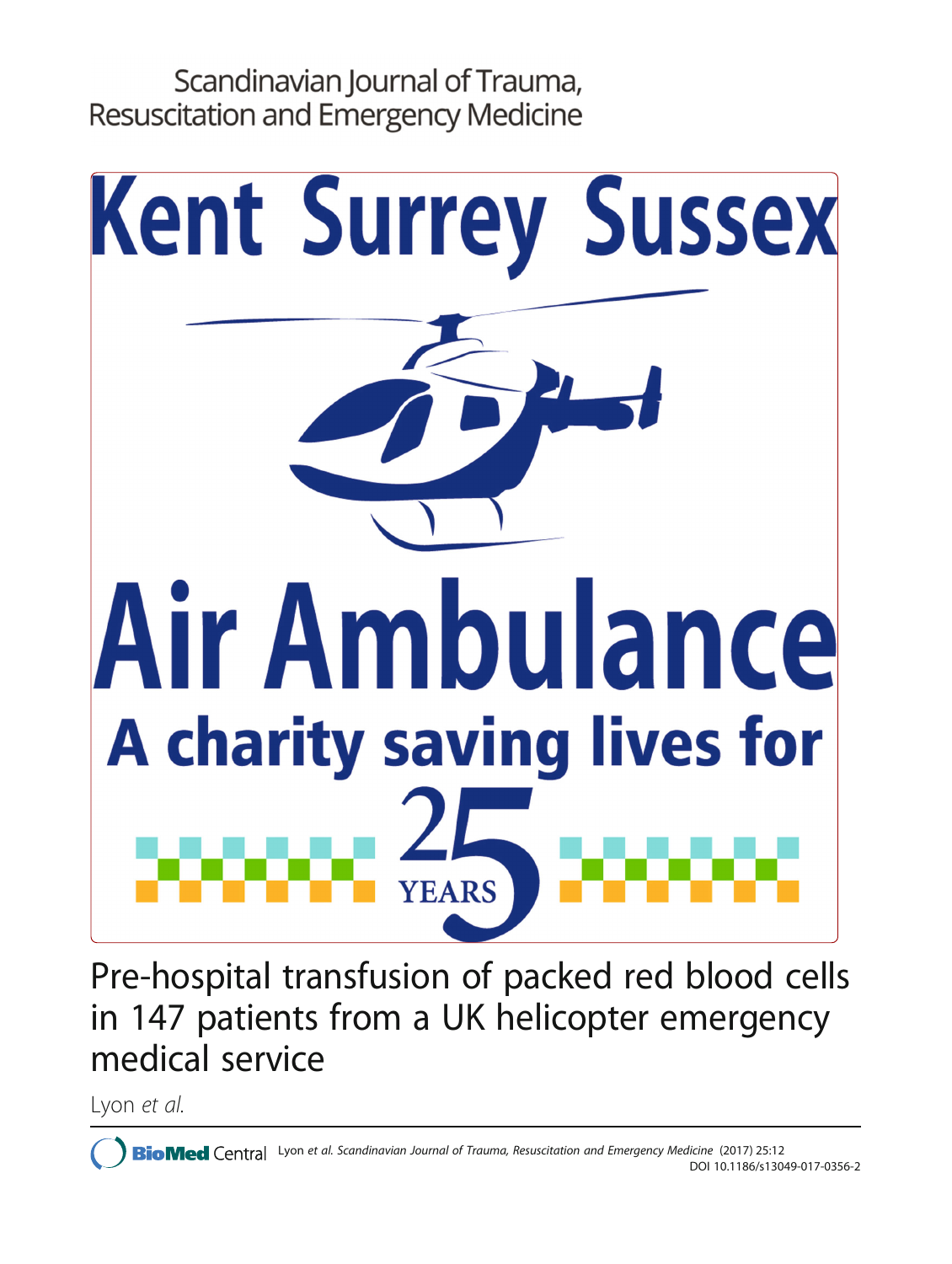Scandinavian Journal of Trauma, Resuscitation and Emergency Medicine

Kent Surrey Sussex

Air Ambulance

A charity saving lives for 25 YEARS

# Pre-hospital transfusion of packed red blood cells in 147 patients from a UK helicopter emergency medical service

Lyon *et al.*

Lyon *et al. Scandinavian Journal of Trauma, Resuscitation and Emergency Medicine* (2017) 25:12
DOI 10.1186/s13049-017-0356-2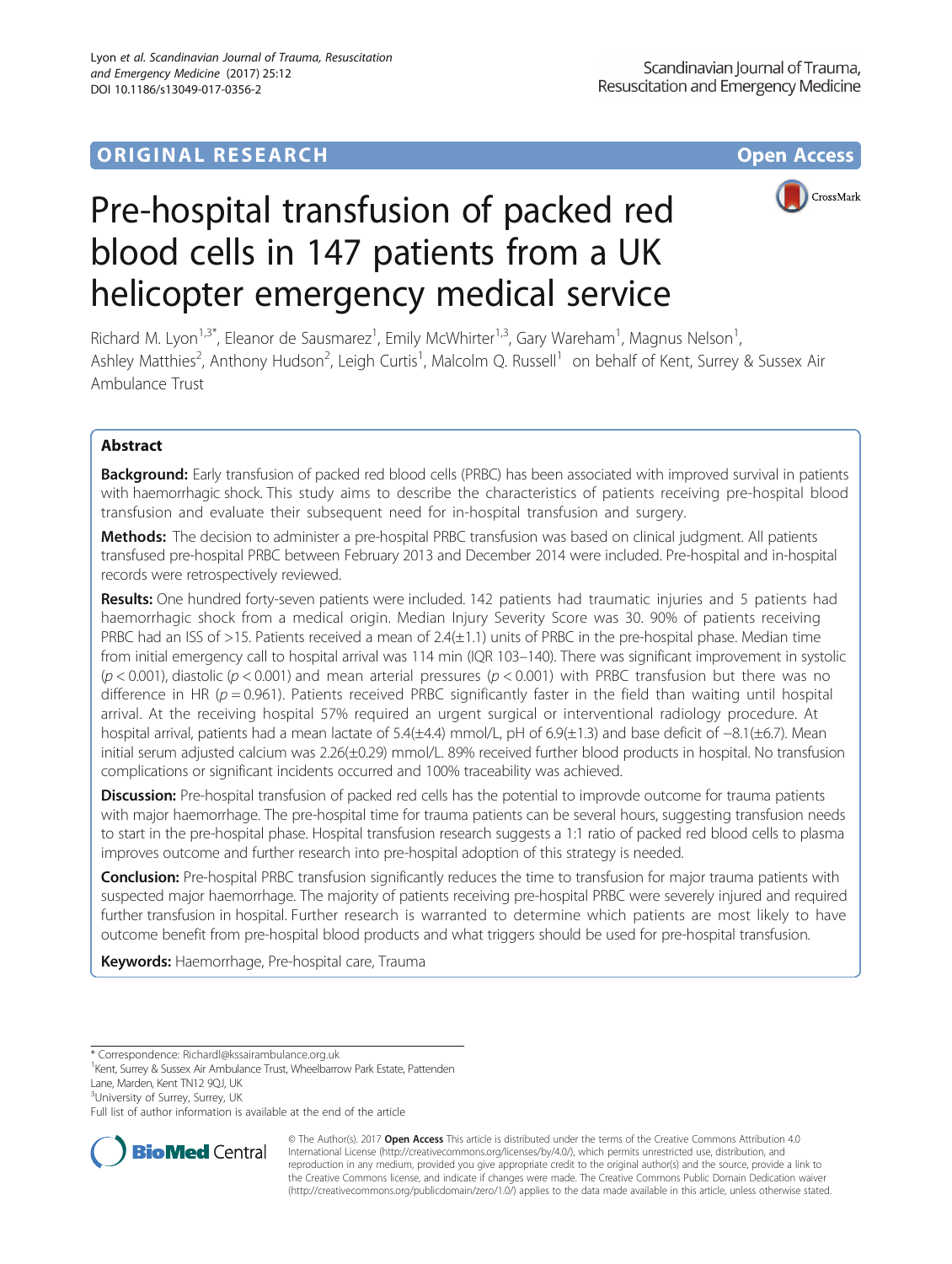ORIGINAL RESEARCH Open Access

# Pre-hospital transfusion of packed red blood cells in 147 patients from a UK helicopter emergency medical service

Richard M. Lyon[1,3*], Eleanor de Sausmarez[1], Emily McWhirter[1,3], Gary Wareham[1], Magnus Nelson[1], Ashley Matthies[2], Anthony Hudson[2], Leigh Curtis[1], Malcolm Q. Russell[1] on behalf of Kent, Surrey & Sussex Air Ambulance Trust

## Abstract

**Background:** Early transfusion of packed red blood cells (PRBC) has been associated with improved survival in patients with haemorrhagic shock. This study aims to describe the characteristics of patients receiving pre-hospital blood transfusion and evaluate their subsequent need for in-hospital transfusion and surgery.

**Methods:** The decision to administer a pre-hospital PRBC transfusion was based on clinical judgment. All patients transfused pre-hospital PRBC between February 2013 and December 2014 were included. Pre-hospital and in-hospital records were retrospectively reviewed.

**Results:** One hundred forty-seven patients were included. 142 patients had traumatic injuries and 5 patients had haemorrhagic shock from a medical origin. Median Injury Severity Score was 30. 90% of patients receiving PRBC had an ISS of >15. Patients received a mean of 2.4(±1.1) units of PRBC in the pre-hospital phase. Median time from initial emergency call to hospital arrival was 114 min (IQR 103–140). There was significant improvement in systolic ($p < 0.001$), diastolic ($p < 0.001$) and mean arterial pressures ($p < 0.001$) with PRBC transfusion but there was no difference in HR ($p = 0.961$). Patients received PRBC significantly faster in the field than waiting until hospital arrival. At the receiving hospital 57% required an urgent surgical or interventional radiology procedure. At hospital arrival, patients had a mean lactate of 5.4(±4.4) mmol/L, pH of 6.9(±1.3) and base deficit of −8.1(±6.7). Mean initial serum adjusted calcium was 2.26(±0.29) mmol/L. 89% received further blood products in hospital. No transfusion complications or significant incidents occurred and 100% traceability was achieved.

**Discussion:** Pre-hospital transfusion of packed red cells has the potential to improvde outcome for trauma patients with major haemorrhage. The pre-hospital time for trauma patients can be several hours, suggesting transfusion needs to start in the pre-hospital phase. Hospital transfusion research suggests a 1:1 ratio of packed red blood cells to plasma improves outcome and further research into pre-hospital adoption of this strategy is needed.

**Conclusion:** Pre-hospital PRBC transfusion significantly reduces the time to transfusion for major trauma patients with suspected major haemorrhage. The majority of patients receiving pre-hospital PRBC were severely injured and required further transfusion in hospital. Further research is warranted to determine which patients are most likely to have outcome benefit from pre-hospital blood products and what triggers should be used for pre-hospital transfusion.

**Keywords:** Haemorrhage, Pre-hospital care, Trauma

\* Correspondence: Richardl@kssairambulance.org.uk
[1]Kent, Surrey & Sussex Air Ambulance Trust, Wheelbarrow Park Estate, Pattenden Lane, Marden, Kent TN12 9QJ, UK
[3]University of Surrey, Surrey, UK
Full list of author information is available at the end of the article

© The Author(s). 2017 **Open Access** This article is distributed under the terms of the Creative Commons Attribution 4.0 International License (http://creativecommons.org/licenses/by/4.0/), which permits unrestricted use, distribution, and reproduction in any medium, provided you give appropriate credit to the original author(s) and the source, provide a link to the Creative Commons license, and indicate if changes were made. The Creative Commons Public Domain Dedication waiver (http://creativecommons.org/publicdomain/zero/1.0/) applies to the data made available in this article, unless otherwise stated.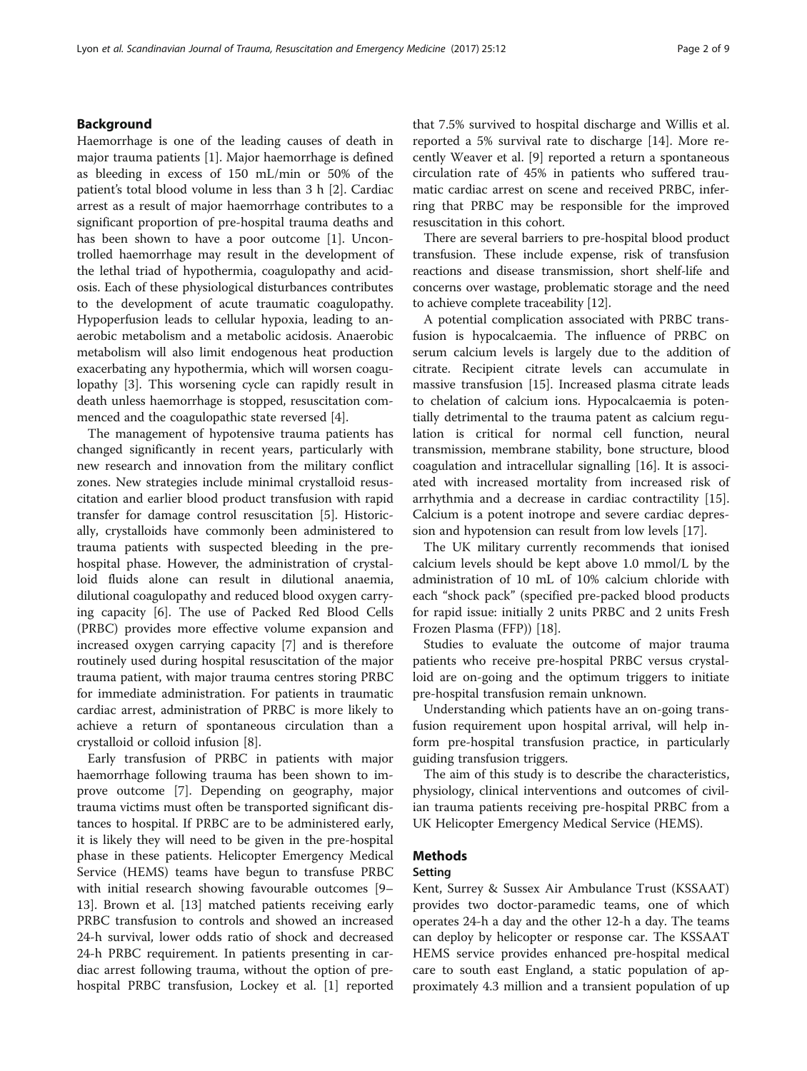## Background

Haemorrhage is one of the leading causes of death in major trauma patients [1]. Major haemorrhage is defined as bleeding in excess of 150 mL/min or 50% of the patient's total blood volume in less than 3 h [2]. Cardiac arrest as a result of major haemorrhage contributes to a significant proportion of pre-hospital trauma deaths and has been shown to have a poor outcome [1]. Uncontrolled haemorrhage may result in the development of the lethal triad of hypothermia, coagulopathy and acidosis. Each of these physiological disturbances contributes to the development of acute traumatic coagulopathy. Hypoperfusion leads to cellular hypoxia, leading to anaerobic metabolism and a metabolic acidosis. Anaerobic metabolism will also limit endogenous heat production exacerbating any hypothermia, which will worsen coagulopathy [3]. This worsening cycle can rapidly result in death unless haemorrhage is stopped, resuscitation commenced and the coagulopathic state reversed [4].

The management of hypotensive trauma patients has changed significantly in recent years, particularly with new research and innovation from the military conflict zones. New strategies include minimal crystalloid resuscitation and earlier blood product transfusion with rapid transfer for damage control resuscitation [5]. Historically, crystalloids have commonly been administered to trauma patients with suspected bleeding in the pre-hospital phase. However, the administration of crystalloid fluids alone can result in dilutional anaemia, dilutional coagulopathy and reduced blood oxygen carrying capacity [6]. The use of Packed Red Blood Cells (PRBC) provides more effective volume expansion and increased oxygen carrying capacity [7] and is therefore routinely used during hospital resuscitation of the major trauma patient, with major trauma centres storing PRBC for immediate administration. For patients in traumatic cardiac arrest, administration of PRBC is more likely to achieve a return of spontaneous circulation than a crystalloid or colloid infusion [8].

Early transfusion of PRBC in patients with major haemorrhage following trauma has been shown to improve outcome [7]. Depending on geography, major trauma victims must often be transported significant distances to hospital. If PRBC are to be administered early, it is likely they will need to be given in the pre-hospital phase in these patients. Helicopter Emergency Medical Service (HEMS) teams have begun to transfuse PRBC with initial research showing favourable outcomes [9–13]. Brown et al. [13] matched patients receiving early PRBC transfusion to controls and showed an increased 24-h survival, lower odds ratio of shock and decreased 24-h PRBC requirement. In patients presenting in cardiac arrest following trauma, without the option of pre-hospital PRBC transfusion, Lockey et al. [1] reported that 7.5% survived to hospital discharge and Willis et al. reported a 5% survival rate to discharge [14]. More recently Weaver et al. [9] reported a return a spontaneous circulation rate of 45% in patients who suffered traumatic cardiac arrest on scene and received PRBC, inferring that PRBC may be responsible for the improved resuscitation in this cohort.

There are several barriers to pre-hospital blood product transfusion. These include expense, risk of transfusion reactions and disease transmission, short shelf-life and concerns over wastage, problematic storage and the need to achieve complete traceability [12].

A potential complication associated with PRBC transfusion is hypocalcaemia. The influence of PRBC on serum calcium levels is largely due to the addition of citrate. Recipient citrate levels can accumulate in massive transfusion [15]. Increased plasma citrate leads to chelation of calcium ions. Hypocalcaemia is potentially detrimental to the trauma patent as calcium regulation is critical for normal cell function, neural transmission, membrane stability, bone structure, blood coagulation and intracellular signalling [16]. It is associated with increased mortality from increased risk of arrhythmia and a decrease in cardiac contractility [15]. Calcium is a potent inotrope and severe cardiac depression and hypotension can result from low levels [17].

The UK military currently recommends that ionised calcium levels should be kept above 1.0 mmol/L by the administration of 10 mL of 10% calcium chloride with each "shock pack" (specified pre-packed blood products for rapid issue: initially 2 units PRBC and 2 units Fresh Frozen Plasma (FFP)) [18].

Studies to evaluate the outcome of major trauma patients who receive pre-hospital PRBC versus crystalloid are on-going and the optimum triggers to initiate pre-hospital transfusion remain unknown.

Understanding which patients have an on-going transfusion requirement upon hospital arrival, will help inform pre-hospital transfusion practice, in particularly guiding transfusion triggers.

The aim of this study is to describe the characteristics, physiology, clinical interventions and outcomes of civilian trauma patients receiving pre-hospital PRBC from a UK Helicopter Emergency Medical Service (HEMS).

## Methods

### Setting

Kent, Surrey & Sussex Air Ambulance Trust (KSSAAT) provides two doctor-paramedic teams, one of which operates 24-h a day and the other 12-h a day. The teams can deploy by helicopter or response car. The KSSAAT HEMS service provides enhanced pre-hospital medical care to south east England, a static population of approximately 4.3 million and a transient population of up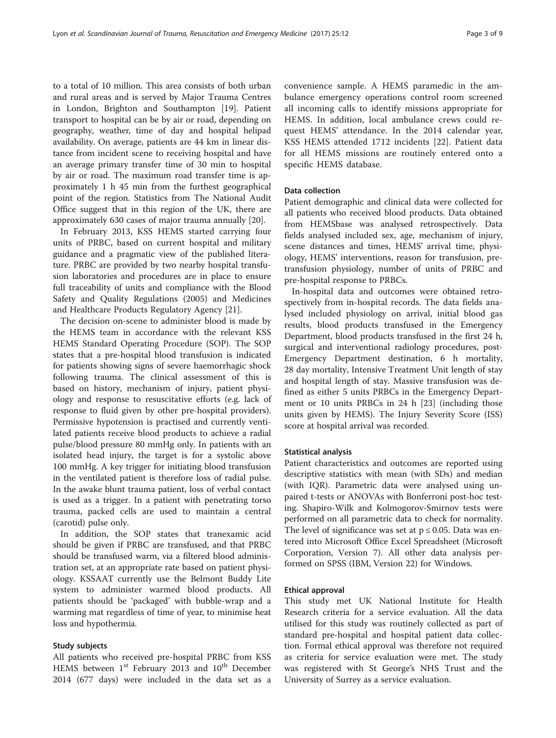to a total of 10 million. This area consists of both urban and rural areas and is served by Major Trauma Centres in London, Brighton and Southampton [19]. Patient transport to hospital can be by air or road, depending on geography, weather, time of day and hospital helipad availability. On average, patients are 44 km in linear distance from incident scene to receiving hospital and have an average primary transfer time of 30 min to hospital by air or road. The maximum road transfer time is approximately 1 h 45 min from the furthest geographical point of the region. Statistics from The National Audit Office suggest that in this region of the UK, there are approximately 630 cases of major trauma annually [20].

In February 2013, KSS HEMS started carrying four units of PRBC, based on current hospital and military guidance and a pragmatic view of the published literature. PRBC are provided by two nearby hospital transfusion laboratories and procedures are in place to ensure full traceability of units and compliance with the Blood Safety and Quality Regulations (2005) and Medicines and Healthcare Products Regulatory Agency [21].

The decision on-scene to administer blood is made by the HEMS team in accordance with the relevant KSS HEMS Standard Operating Procedure (SOP). The SOP states that a pre-hospital blood transfusion is indicated for patients showing signs of severe haemorrhagic shock following trauma. The clinical assessment of this is based on history, mechanism of injury, patient physiology and response to resuscitative efforts (e.g. lack of response to fluid given by other pre-hospital providers). Permissive hypotension is practised and currently ventilated patients receive blood products to achieve a radial pulse/blood pressure 80 mmHg only. In patients with an isolated head injury, the target is for a systolic above 100 mmHg. A key trigger for initiating blood transfusion in the ventilated patient is therefore loss of radial pulse. In the awake blunt trauma patient, loss of verbal contact is used as a trigger. In a patient with penetrating torso trauma, packed cells are used to maintain a central (carotid) pulse only.

In addition, the SOP states that tranexamic acid should be given if PRBC are transfused, and that PRBC should be transfused warm, via a filtered blood administration set, at an appropriate rate based on patient physiology. KSSAAT currently use the Belmont Buddy Lite system to administer warmed blood products. All patients should be 'packaged' with bubble-wrap and a warming mat regardless of time of year, to minimise heat loss and hypothermia.

### Study subjects

All patients who received pre-hospital PRBC from KSS HEMS between 1st February 2013 and 10th December 2014 (677 days) were included in the data set as a convenience sample. A HEMS paramedic in the ambulance emergency operations control room screened all incoming calls to identify missions appropriate for HEMS. In addition, local ambulance crews could request HEMS' attendance. In the 2014 calendar year, KSS HEMS attended 1712 incidents [22]. Patient data for all HEMS missions are routinely entered onto a specific HEMS database.

### Data collection

Patient demographic and clinical data were collected for all patients who received blood products. Data obtained from HEMSbase was analysed retrospectively. Data fields analysed included sex, age, mechanism of injury, scene distances and times, HEMS' arrival time, physiology, HEMS' interventions, reason for transfusion, pre-transfusion physiology, number of units of PRBC and pre-hospital response to PRBCs.

In-hospital data and outcomes were obtained retrospectively from in-hospital records. The data fields analysed included physiology on arrival, initial blood gas results, blood products transfused in the Emergency Department, blood products transfused in the first 24 h, surgical and interventional radiology procedures, post-Emergency Department destination, 6 h mortality, 28 day mortality, Intensive Treatment Unit length of stay and hospital length of stay. Massive transfusion was defined as either 5 units PRBCs in the Emergency Department or 10 units PRBCs in 24 h [23] (including those units given by HEMS). The Injury Severity Score (ISS) score at hospital arrival was recorded.

### Statistical analysis

Patient characteristics and outcomes are reported using descriptive statistics with mean (with SDs) and median (with IQR). Parametric data were analysed using unpaired t-tests or ANOVAs with Bonferroni post-hoc testing. Shapiro-Wilk and Kolmogorov-Smirnov tests were performed on all parametric data to check for normality. The level of significance was set at $p \leq 0.05$. Data was entered into Microsoft Office Excel Spreadsheet (Microsoft Corporation, Version 7). All other data analysis performed on SPSS (IBM, Version 22) for Windows.

### Ethical approval

This study met UK National Institute for Health Research criteria for a service evaluation. All the data utilised for this study was routinely collected as part of standard pre-hospital and hospital patient data collection. Formal ethical approval was therefore not required as criteria for service evaluation were met. The study was registered with St George's NHS Trust and the University of Surrey as a service evaluation.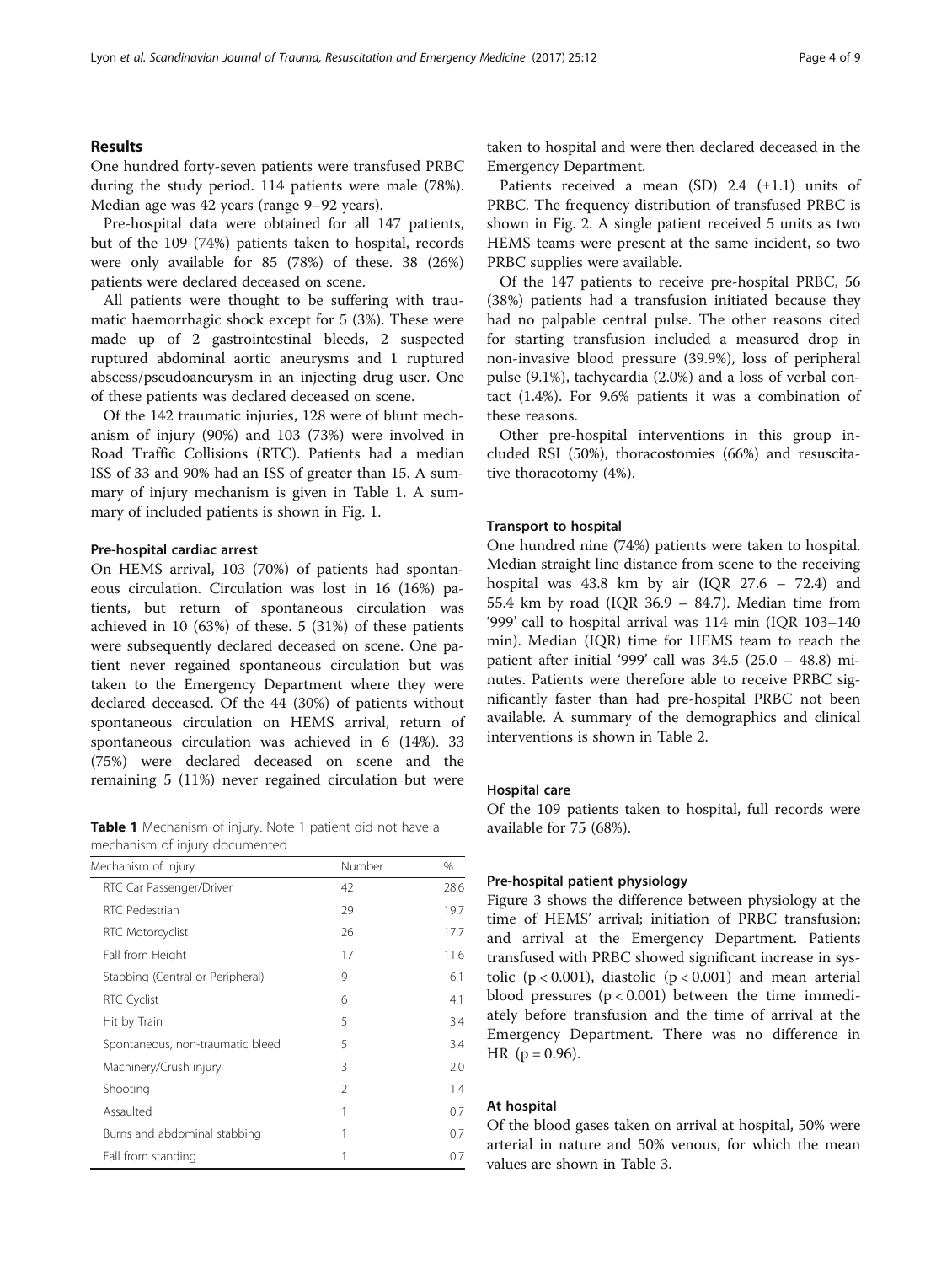## Results

One hundred forty-seven patients were transfused PRBC during the study period. 114 patients were male (78%). Median age was 42 years (range 9–92 years).

Pre-hospital data were obtained for all 147 patients, but of the 109 (74%) patients taken to hospital, records were only available for 85 (78%) of these. 38 (26%) patients were declared deceased on scene.

All patients were thought to be suffering with traumatic haemorrhagic shock except for 5 (3%). These were made up of 2 gastrointestinal bleeds, 2 suspected ruptured abdominal aortic aneurysms and 1 ruptured abscess/pseudoaneurysm in an injecting drug user. One of these patients was declared deceased on scene.

Of the 142 traumatic injuries, 128 were of blunt mechanism of injury (90%) and 103 (73%) were involved in Road Traffic Collisions (RTC). Patients had a median ISS of 33 and 90% had an ISS of greater than 15. A summary of injury mechanism is given in Table 1. A summary of included patients is shown in Fig. 1.

### Pre-hospital cardiac arrest

On HEMS arrival, 103 (70%) of patients had spontaneous circulation. Circulation was lost in 16 (16%) patients, but return of spontaneous circulation was achieved in 10 (63%) of these. 5 (31%) of these patients were subsequently declared deceased on scene. One patient never regained spontaneous circulation but was taken to the Emergency Department where they were declared deceased. Of the 44 (30%) of patients without spontaneous circulation on HEMS arrival, return of spontaneous circulation was achieved in 6 (14%). 33 (75%) were declared deceased on scene and the remaining 5 (11%) never regained circulation but were taken to hospital and were then declared deceased in the Emergency Department.

Patients received a mean (SD) 2.4 (±1.1) units of PRBC. The frequency distribution of transfused PRBC is shown in Fig. 2. A single patient received 5 units as two HEMS teams were present at the same incident, so two PRBC supplies were available.

Of the 147 patients to receive pre-hospital PRBC, 56 (38%) patients had a transfusion initiated because they had no palpable central pulse. The other reasons cited for starting transfusion included a measured drop in non-invasive blood pressure (39.9%), loss of peripheral pulse (9.1%), tachycardia (2.0%) and a loss of verbal contact (1.4%). For 9.6% patients it was a combination of these reasons.

Other pre-hospital interventions in this group included RSI (50%), thoracostomies (66%) and resuscitative thoracotomy (4%).

**Table 1** Mechanism of injury. Note 1 patient did not have a mechanism of injury documented

| Mechanism of Injury | Number | % |
|---|---|---|
| RTC Car Passenger/Driver | 42 | 28.6 |
| RTC Pedestrian | 29 | 19.7 |
| RTC Motorcyclist | 26 | 17.7 |
| Fall from Height | 17 | 11.6 |
| Stabbing (Central or Peripheral) | 9 | 6.1 |
| RTC Cyclist | 6 | 4.1 |
| Hit by Train | 5 | 3.4 |
| Spontaneous, non-traumatic bleed | 5 | 3.4 |
| Machinery/Crush injury | 3 | 2.0 |
| Shooting | 2 | 1.4 |
| Assaulted | 1 | 0.7 |
| Burns and abdominal stabbing | 1 | 0.7 |
| Fall from standing | 1 | 0.7 |

### Transport to hospital

One hundred nine (74%) patients were taken to hospital. Median straight line distance from scene to the receiving hospital was 43.8 km by air (IQR 27.6 – 72.4) and 55.4 km by road (IQR 36.9 – 84.7). Median time from '999' call to hospital arrival was 114 min (IQR 103–140 min). Median (IQR) time for HEMS team to reach the patient after initial '999' call was 34.5 (25.0 – 48.8) minutes. Patients were therefore able to receive PRBC significantly faster than had pre-hospital PRBC not been available. A summary of the demographics and clinical interventions is shown in Table 2.

### Hospital care

Of the 109 patients taken to hospital, full records were available for 75 (68%).

### Pre-hospital patient physiology

Figure 3 shows the difference between physiology at the time of HEMS' arrival; initiation of PRBC transfusion; and arrival at the Emergency Department. Patients transfused with PRBC showed significant increase in systolic ($p < 0.001$), diastolic ($p < 0.001$) and mean arterial blood pressures ($p < 0.001$) between the time immediately before transfusion and the time of arrival at the Emergency Department. There was no difference in HR ($p = 0.96$).

### At hospital

Of the blood gases taken on arrival at hospital, 50% were arterial in nature and 50% venous, for which the mean values are shown in Table 3.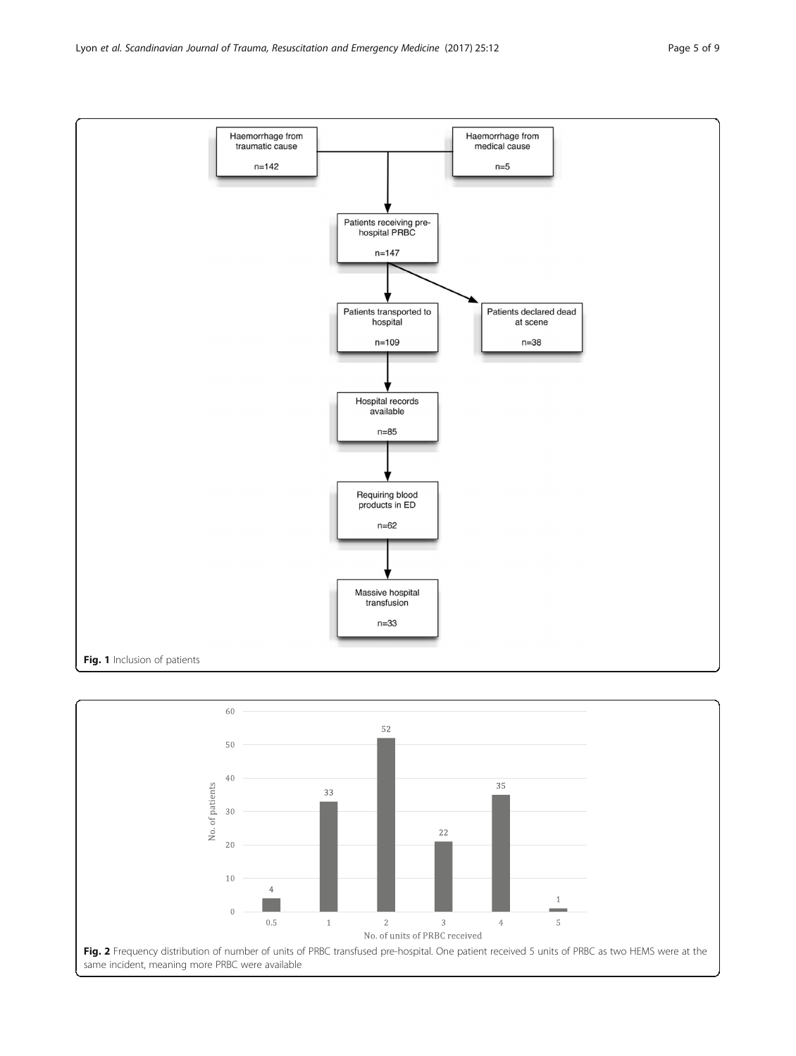Fig. 1 Inclusion of patients

Fig. 2 Frequency distribution of number of units of PRBC transfused pre-hospital. One patient received 5 units of PRBC as two HEMS were at the same incident, meaning more PRBC were available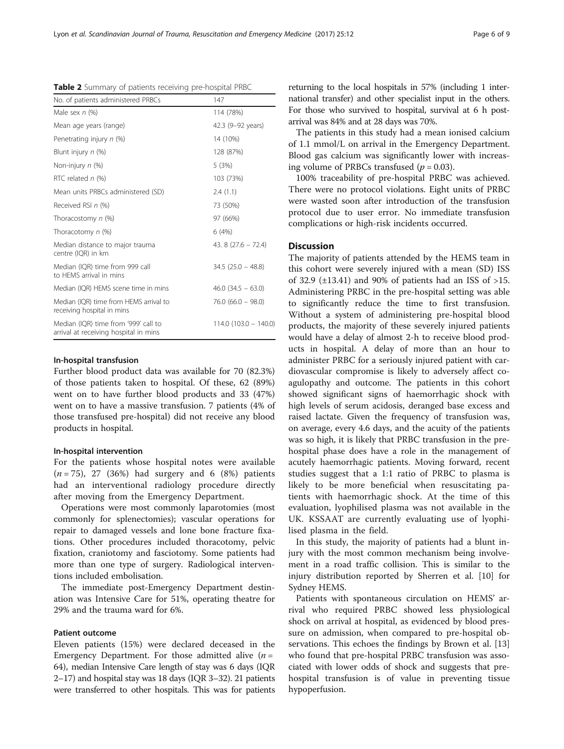**Table 2** Summary of patients receiving pre-hospital PRBC

| No. of patients administered PRBCs | 147 |
|---|---|
| Male sex *n* (%) | 114 (78%) |
| Mean age years (range) | 42.3 (9–92 years) |
| Penetrating injury *n* (%) | 14 (10%) |
| Blunt injury *n* (%) | 128 (87%) |
| Non-injury *n* (%) | 5 (3%) |
| RTC related *n* (%) | 103 (73%) |
| Mean units PRBCs administered (SD) | 2.4 (1.1) |
| Received RSI *n* (%) | 73 (50%) |
| Thoracostomy *n* (%) | 97 (66%) |
| Thoracotomy *n* (%) | 6 (4%) |
| Median distance to major trauma centre (IQR) in km | 43. 8 (27.6 – 72.4) |
| Median (IQR) time from 999 call to HEMS arrival in mins | 34.5 (25.0 – 48.8) |
| Median (IQR) HEMS scene time in mins | 46.0 (34.5 – 63.0) |
| Median (IQR) time from HEMS arrival to receiving hospital in mins | 76.0 (66.0 – 98.0) |
| Median (IQR) time from '999' call to arrival at receiving hospital in mins | 114.0 (103.0 – 140.0) |

### In-hospital transfusion

Further blood product data was available for 70 (82.3%) of those patients taken to hospital. Of these, 62 (89%) went on to have further blood products and 33 (47%) went on to have a massive transfusion. 7 patients (4% of those transfused pre-hospital) did not receive any blood products in hospital.

### In-hospital intervention

For the patients whose hospital notes were available ($n = 75$), 27 (36%) had surgery and 6 (8%) patients had an interventional radiology procedure directly after moving from the Emergency Department.

Operations were most commonly laparotomies (most commonly for splenectomies); vascular operations for repair to damaged vessels and lone bone fracture fixations. Other procedures included thoracotomy, pelvic fixation, craniotomy and fasciotomy. Some patients had more than one type of surgery. Radiological interventions included embolisation.

The immediate post-Emergency Department destination was Intensive Care for 51%, operating theatre for 29% and the trauma ward for 6%.

### Patient outcome

Eleven patients (15%) were declared deceased in the Emergency Department. For those admitted alive ($n = 64$), median Intensive Care length of stay was 6 days (IQR 2–17) and hospital stay was 18 days (IQR 3–32). 21 patients were transferred to other hospitals. This was for patients returning to the local hospitals in 57% (including 1 international transfer) and other specialist input in the others. For those who survived to hospital, survival at 6 h post-arrival was 84% and at 28 days was 70%.

The patients in this study had a mean ionised calcium of 1.1 mmol/L on arrival in the Emergency Department. Blood gas calcium was significantly lower with increasing volume of PRBCs transfused ($p = 0.03$).

100% traceability of pre-hospital PRBC was achieved. There were no protocol violations. Eight units of PRBC were wasted soon after introduction of the transfusion protocol due to user error. No immediate transfusion complications or high-risk incidents occurred.

## Discussion

The majority of patients attended by the HEMS team in this cohort were severely injured with a mean (SD) ISS of 32.9 (±13.41) and 90% of patients had an ISS of >15. Administering PRBC in the pre-hospital setting was able to significantly reduce the time to first transfusion. Without a system of administering pre-hospital blood products, the majority of these severely injured patients would have a delay of almost 2-h to receive blood products in hospital. A delay of more than an hour to administer PRBC for a seriously injured patient with cardiovascular compromise is likely to adversely affect coagulopathy and outcome. The patients in this cohort showed significant signs of haemorrhagic shock with high levels of serum acidosis, deranged base excess and raised lactate. Given the frequency of transfusion was, on average, every 4.6 days, and the acuity of the patients was so high, it is likely that PRBC transfusion in the pre-hospital phase does have a role in the management of acutely haemorrhagic patients. Moving forward, recent studies suggest that a 1:1 ratio of PRBC to plasma is likely to be more beneficial when resuscitating patients with haemorrhagic shock. At the time of this evaluation, lyophilised plasma was not available in the UK. KSSAAT are currently evaluating use of lyophilised plasma in the field.

In this study, the majority of patients had a blunt injury with the most common mechanism being involvement in a road traffic collision. This is similar to the injury distribution reported by Sherren et al. [10] for Sydney HEMS.

Patients with spontaneous circulation on HEMS' arrival who required PRBC showed less physiological shock on arrival at hospital, as evidenced by blood pressure on admission, when compared to pre-hospital observations. This echoes the findings by Brown et al. [13] who found that pre-hospital PRBC transfusion was associated with lower odds of shock and suggests that pre-hospital transfusion is of value in preventing tissue hypoperfusion.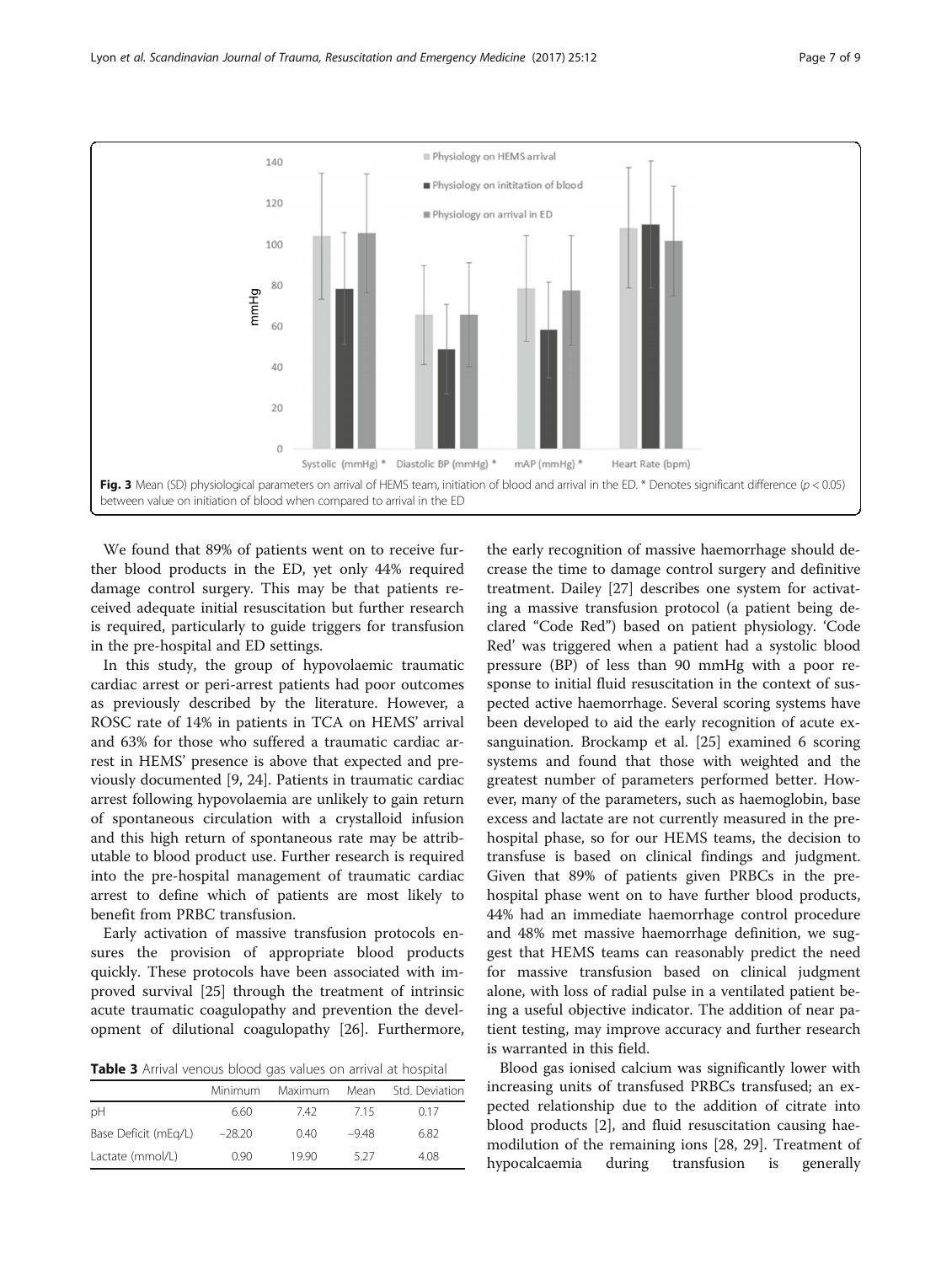Fig. 3 Mean (SD) physiological parameters on arrival of HEMS team, initiation of blood and arrival in the ED. * Denotes significant difference ($p < 0.05$) between value on initiation of blood when compared to arrival in the ED

We found that 89% of patients went on to receive further blood products in the ED, yet only 44% required damage control surgery. This may be that patients received adequate initial resuscitation but further research is required, particularly to guide triggers for transfusion in the pre-hospital and ED settings.

In this study, the group of hypovolaemic traumatic cardiac arrest or peri-arrest patients had poor outcomes as previously described by the literature. However, a ROSC rate of 14% in patients in TCA on HEMS' arrival and 63% for those who suffered a traumatic cardiac arrest in HEMS' presence is above that expected and previously documented [9, 24]. Patients in traumatic cardiac arrest following hypovolaemia are unlikely to gain return of spontaneous circulation with a crystalloid infusion and this high return of spontaneous rate may be attributable to blood product use. Further research is required into the pre-hospital management of traumatic cardiac arrest to define which of patients are most likely to benefit from PRBC transfusion.

Early activation of massive transfusion protocols ensures the provision of appropriate blood products quickly. These protocols have been associated with improved survival [25] through the treatment of intrinsic acute traumatic coagulopathy and prevention the development of dilutional coagulopathy [26]. Furthermore,

**Table 3** Arrival venous blood gas values on arrival at hospital

| | Minimum | Maximum | Mean | Std. Deviation |
|---|---|---|---|---|
| pH | 6.60 | 7.42 | 7.15 | 0.17 |
| Base Deficit (mEq/L) | −28.20 | 0.40 | −9.48 | 6.82 |
| Lactate (mmol/L) | 0.90 | 19.90 | 5.27 | 4.08 |

the early recognition of massive haemorrhage should decrease the time to damage control surgery and definitive treatment. Dailey [27] describes one system for activating a massive transfusion protocol (a patient being declared "Code Red") based on patient physiology. 'Code Red' was triggered when a patient had a systolic blood pressure (BP) of less than 90 mmHg with a poor response to initial fluid resuscitation in the context of suspected active haemorrhage. Several scoring systems have been developed to aid the early recognition of acute exsanguination. Brockamp et al. [25] examined 6 scoring systems and found that those with weighted and the greatest number of parameters performed better. However, many of the parameters, such as haemoglobin, base excess and lactate are not currently measured in the pre-hospital phase, so for our HEMS teams, the decision to transfuse is based on clinical findings and judgment. Given that 89% of patients given PRBCs in the pre-hospital phase went on to have further blood products, 44% had an immediate haemorrhage control procedure and 48% met massive haemorrhage definition, we suggest that HEMS teams can reasonably predict the need for massive transfusion based on clinical judgment alone, with loss of radial pulse in a ventilated patient being a useful objective indicator. The addition of near patient testing, may improve accuracy and further research is warranted in this field.

Blood gas ionised calcium was significantly lower with increasing units of transfused PRBCs transfused; an expected relationship due to the addition of citrate into blood products [2], and fluid resuscitation causing haemodilution of the remaining ions [28, 29]. Treatment of hypocalcaemia during transfusion is generally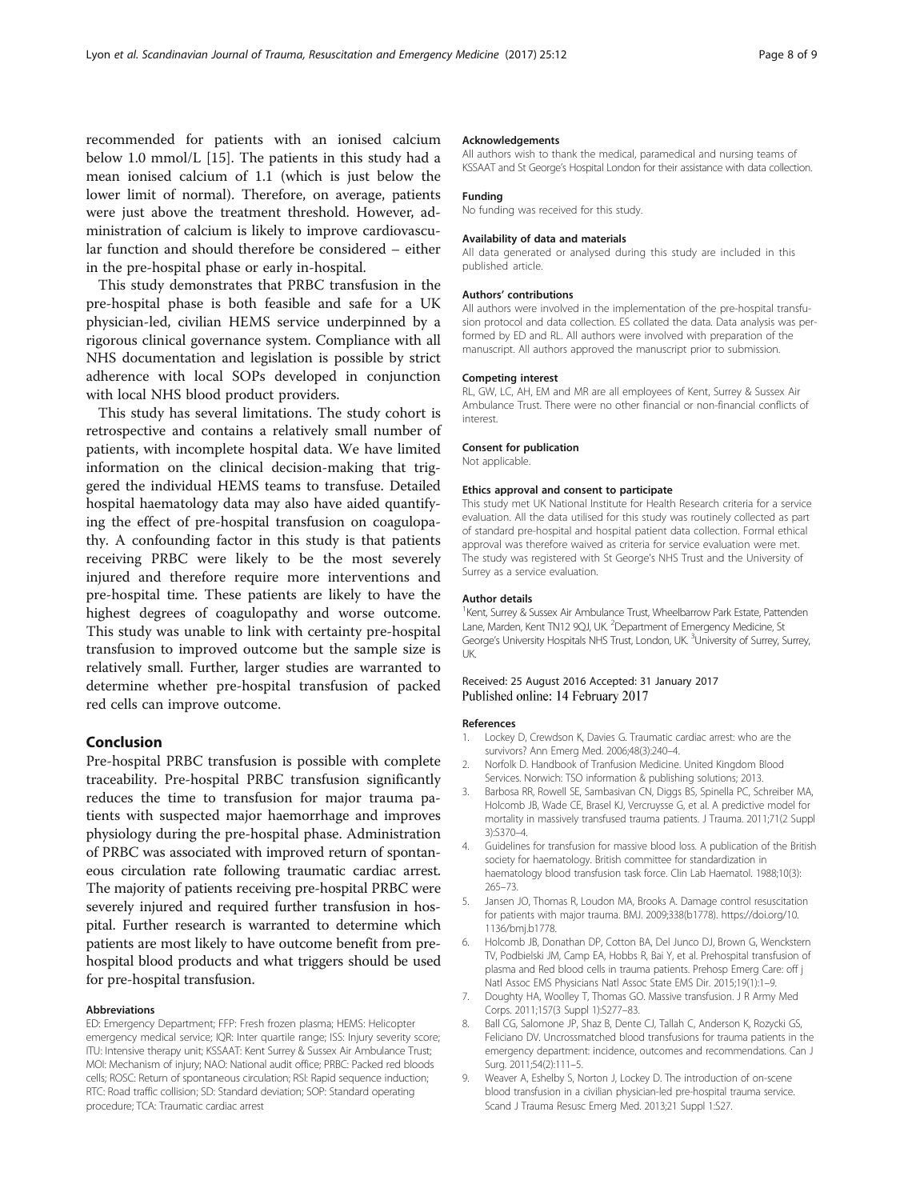recommended for patients with an ionised calcium below 1.0 mmol/L [15]. The patients in this study had a mean ionised calcium of 1.1 (which is just below the lower limit of normal). Therefore, on average, patients were just above the treatment threshold. However, administration of calcium is likely to improve cardiovascular function and should therefore be considered – either in the pre-hospital phase or early in-hospital.

This study demonstrates that PRBC transfusion in the pre-hospital phase is both feasible and safe for a UK physician-led, civilian HEMS service underpinned by a rigorous clinical governance system. Compliance with all NHS documentation and legislation is possible by strict adherence with local SOPs developed in conjunction with local NHS blood product providers.

This study has several limitations. The study cohort is retrospective and contains a relatively small number of patients, with incomplete hospital data. We have limited information on the clinical decision-making that triggered the individual HEMS teams to transfuse. Detailed hospital haematology data may also have aided quantifying the effect of pre-hospital transfusion on coagulopathy. A confounding factor in this study is that patients receiving PRBC were likely to be the most severely injured and therefore require more interventions and pre-hospital time. These patients are likely to have the highest degrees of coagulopathy and worse outcome. This study was unable to link with certainty pre-hospital transfusion to improved outcome but the sample size is relatively small. Further, larger studies are warranted to determine whether pre-hospital transfusion of packed red cells can improve outcome.

## Conclusion

Pre-hospital PRBC transfusion is possible with complete traceability. Pre-hospital PRBC transfusion significantly reduces the time to transfusion for major trauma patients with suspected major haemorrhage and improves physiology during the pre-hospital phase. Administration of PRBC was associated with improved return of spontaneous circulation rate following traumatic cardiac arrest. The majority of patients receiving pre-hospital PRBC were severely injured and required further transfusion in hospital. Further research is warranted to determine which patients are most likely to have outcome benefit from pre-hospital blood products and what triggers should be used for pre-hospital transfusion.

#### Abbreviations

ED: Emergency Department; FFP: Fresh frozen plasma; HEMS: Helicopter emergency medical service; IQR: Inter quartile range; ISS: Injury severity score; ITU: Intensive therapy unit; KSSAAT: Kent Surrey & Sussex Air Ambulance Trust; MOI: Mechanism of injury; NAO: National audit office; PRBC: Packed red bloods cells; ROSC: Return of spontaneous circulation; RSI: Rapid sequence induction; RTC: Road traffic collision; SD: Standard deviation; SOP: Standard operating procedure; TCA: Traumatic cardiac arrest

#### Acknowledgements

All authors wish to thank the medical, paramedical and nursing teams of KSSAAT and St George's Hospital London for their assistance with data collection.

#### Funding

No funding was received for this study.

#### Availability of data and materials

All data generated or analysed during this study are included in this published article.

#### Authors' contributions

All authors were involved in the implementation of the pre-hospital transfusion protocol and data collection. ES collated the data. Data analysis was performed by ED and RL. All authors were involved with preparation of the manuscript. All authors approved the manuscript prior to submission.

#### Competing interest

RL, GW, LC, AH, EM and MR are all employees of Kent, Surrey & Sussex Air Ambulance Trust. There were no other financial or non-financial conflicts of interest.

#### Consent for publication

Not applicable.

#### Ethics approval and consent to participate

This study met UK National Institute for Health Research criteria for a service evaluation. All the data utilised for this study was routinely collected as part of standard pre-hospital and hospital patient data collection. Formal ethical approval was therefore waived as criteria for service evaluation were met. The study was registered with St George's NHS Trust and the University of Surrey as a service evaluation.

#### Author details

[1]Kent, Surrey & Sussex Air Ambulance Trust, Wheelbarrow Park Estate, Pattenden Lane, Marden, Kent TN12 9QJ, UK. [2]Department of Emergency Medicine, St George's University Hospitals NHS Trust, London, UK. [3]University of Surrey, Surrey, UK.

Received: 25 August 2016 Accepted: 31 January 2017
Published online: 14 February 2017

#### References

1. Lockey D, Crewdson K, Davies G. Traumatic cardiac arrest: who are the survivors? Ann Emerg Med. 2006;48(3):240–4.
2. Norfolk D. Handbook of Tranfusion Medicine. United Kingdom Blood Services. Norwich: TSO information & publishing solutions; 2013.
3. Barbosa RR, Rowell SE, Sambasivan CN, Diggs BS, Spinella PC, Schreiber MA, Holcomb JB, Wade CE, Brasel KJ, Vercruysse G, et al. A predictive model for mortality in massively transfused trauma patients. J Trauma. 2011;71(2 Suppl 3):S370–4.
4. Guidelines for transfusion for massive blood loss. A publication of the British society for haematology. British committee for standardization in haematology blood transfusion task force. Clin Lab Haematol. 1988;10(3): 265–73.
5. Jansen JO, Thomas R, Loudon MA, Brooks A. Damage control resuscitation for patients with major trauma. BMJ. 2009;338(b1778). https://doi.org/10.1136/bmj.b1778.
6. Holcomb JB, Donathan DP, Cotton BA, Del Junco DJ, Brown G, Wenckstern TV, Podbielski JM, Camp EA, Hobbs R, Bai Y, et al. Prehospital transfusion of plasma and Red blood cells in trauma patients. Prehosp Emerg Care: off j Natl Assoc EMS Physicians Natl Assoc State EMS Dir. 2015;19(1):1–9.
7. Doughty HA, Woolley T, Thomas GO. Massive transfusion. J R Army Med Corps. 2011;157(3 Suppl 1):S277–83.
8. Ball CG, Salomone JP, Shaz B, Dente CJ, Tallah C, Anderson K, Rozycki GS, Feliciano DV. Uncrossmatched blood transfusions for trauma patients in the emergency department: incidence, outcomes and recommendations. Can J Surg. 2011;54(2):111–5.
9. Weaver A, Eshelby S, Norton J, Lockey D. The introduction of on-scene blood transfusion in a civilian physician-led pre-hospital trauma service. Scand J Trauma Resusc Emerg Med. 2013;21 Suppl 1:S27.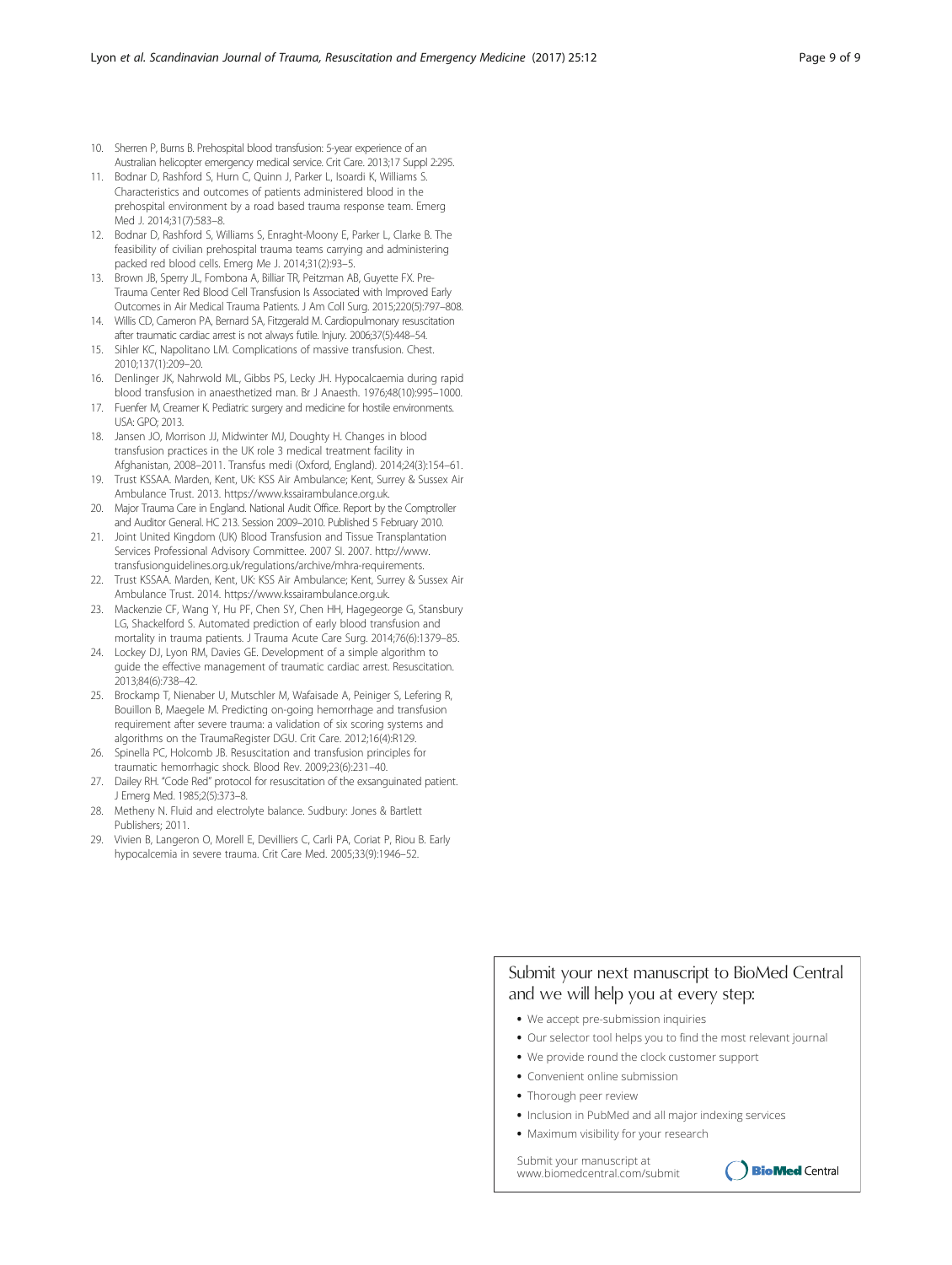10. Sherren P, Burns B. Prehospital blood transfusion: 5-year experience of an Australian helicopter emergency medical service. Crit Care. 2013;17 Suppl 2:295.
11. Bodnar D, Rashford S, Hurn C, Quinn J, Parker L, Isoardi K, Williams S. Characteristics and outcomes of patients administered blood in the prehospital environment by a road based trauma response team. Emerg Med J. 2014;31(7):583–8.
12. Bodnar D, Rashford S, Williams S, Enraght-Moony E, Parker L, Clarke B. The feasibility of civilian prehospital trauma teams carrying and administering packed red blood cells. Emerg Me J. 2014;31(2):93–5.
13. Brown JB, Sperry JL, Fombona A, Billiar TR, Peitzman AB, Guyette FX. Pre-Trauma Center Red Blood Cell Transfusion Is Associated with Improved Early Outcomes in Air Medical Trauma Patients. J Am Coll Surg. 2015;220(5):797–808.
14. Willis CD, Cameron PA, Bernard SA, Fitzgerald M. Cardiopulmonary resuscitation after traumatic cardiac arrest is not always futile. Injury. 2006;37(5):448–54.
15. Sihler KC, Napolitano LM. Complications of massive transfusion. Chest. 2010;137(1):209–20.
16. Denlinger JK, Nahrwold ML, Gibbs PS, Lecky JH. Hypocalcaemia during rapid blood transfusion in anaesthetized man. Br J Anaesth. 1976;48(10):995–1000.
17. Fuenfer M, Creamer K. Pediatric surgery and medicine for hostile environments. USA: GPO; 2013.
18. Jansen JO, Morrison JJ, Midwinter MJ, Doughty H. Changes in blood transfusion practices in the UK role 3 medical treatment facility in Afghanistan, 2008–2011. Transfus medi (Oxford, England). 2014;24(3):154–61.
19. Trust KSSAA. Marden, Kent, UK: KSS Air Ambulance; Kent, Surrey & Sussex Air Ambulance Trust. 2013. https://www.kssairambulance.org.uk.
20. Major Trauma Care in England. National Audit Office. Report by the Comptroller and Auditor General. HC 213. Session 2009–2010. Published 5 February 2010.
21. Joint United Kingdom (UK) Blood Transfusion and Tissue Transplantation Services Professional Advisory Committee. 2007 SI. 2007. http://www.transfusionguidelines.org.uk/regulations/archive/mhra-requirements.
22. Trust KSSAA. Marden, Kent, UK: KSS Air Ambulance; Kent, Surrey & Sussex Air Ambulance Trust. 2014. https://www.kssairambulance.org.uk.
23. Mackenzie CF, Wang Y, Hu PF, Chen SY, Chen HH, Hagegeorge G, Stansbury LG, Shackelford S. Automated prediction of early blood transfusion and mortality in trauma patients. J Trauma Acute Care Surg. 2014;76(6):1379–85.
24. Lockey DJ, Lyon RM, Davies GE. Development of a simple algorithm to guide the effective management of traumatic cardiac arrest. Resuscitation. 2013;84(6):738–42.
25. Brockamp T, Nienaber U, Mutschler M, Wafaisade A, Peiniger S, Lefering R, Bouillon B, Maegele M. Predicting on-going hemorrhage and transfusion requirement after severe trauma: a validation of six scoring systems and algorithms on the TraumaRegister DGU. Crit Care. 2012;16(4):R129.
26. Spinella PC, Holcomb JB. Resuscitation and transfusion principles for traumatic hemorrhagic shock. Blood Rev. 2009;23(6):231–40.
27. Dailey RH. "Code Red" protocol for resuscitation of the exsanguinated patient. J Emerg Med. 1985;2(5):373–8.
28. Metheny N. Fluid and electrolyte balance. Sudbury: Jones & Bartlett Publishers; 2011.
29. Vivien B, Langeron O, Morell E, Devilliers C, Carli PA, Coriat P, Riou B. Early hypocalcemia in severe trauma. Crit Care Med. 2005;33(9):1946–52.

Submit your next manuscript to BioMed Central and we will help you at every step:

- We accept pre-submission inquiries
- Our selector tool helps you to find the most relevant journal
- We provide round the clock customer support
- Convenient online submission
- Thorough peer review
- Inclusion in PubMed and all major indexing services
- Maximum visibility for your research

Submit your manuscript at
www.biomedcentral.com/submit

BioMed Central